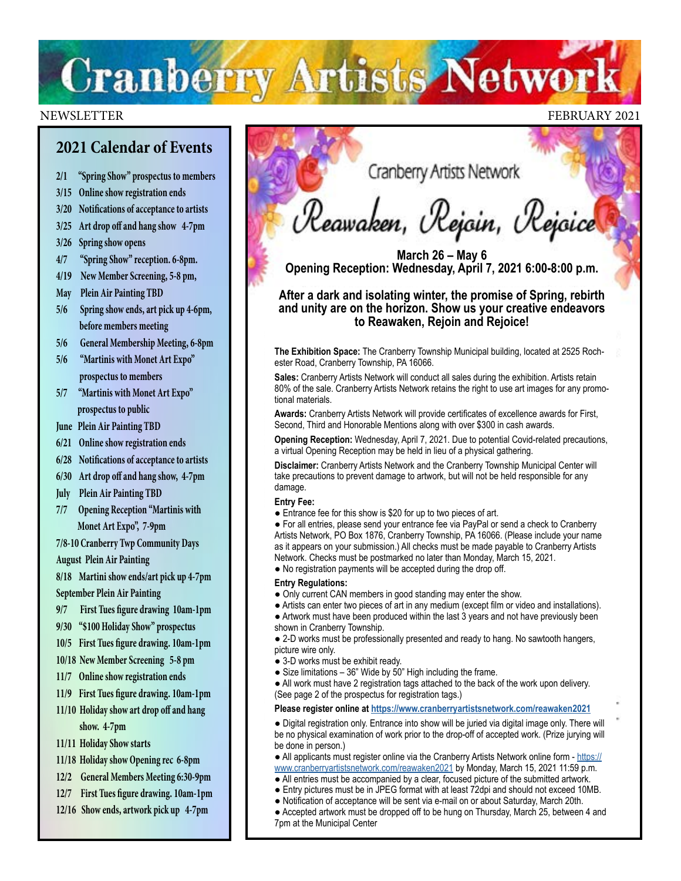# Cranberry Artists Network

NEWSLETTER FEBRUARY 2021

## 2021 Calendar of Events

- 2/1 "Spring Show" prospectus to members
- 3/15 Online show registration ends
- 3/20 Notifications of acceptance to artists
- 3/25 Art drop off and hang show 4-7pm
- 3/26 Spring show opens
- 4/7 "Spring Show" reception. 6-8pm.
- 4/19 New Member Screening, 5-8 pm,
- May Plein Air Painting TBD
- 5/6 Spring show ends, art pick up 4-6pm, before members meeting
- 5/6 General Membership Meeting, 6-8pm
- 5/6 "Martinis with Monet Art Expo" prospectus to members
- 5/7 "Martinis with Monet Art Expo" prospectus to public
- June Plein Air Painting TBD
- 6/21 Online show registration ends
- 6/28 Notifications of acceptance to artists
- 6/30 Art drop off and hang show, 4-7pm
- July Plein Air Painting TBD
- 7/7 Opening Reception "Martinis with Monet Art Expo", 7-9pm
- 7/8-10 Cranberry Twp Community Days
- August Plein Air Painting
- 8/18 Martini show ends/art pick up 4-7pm
- September Plein Air Painting
- 9/7 First Tues figure drawing 10am-1pm
- 9/30 "$100 Holiday Show" prospectus
- 10/5 First Tues figure drawing. 10am-1pm
- 10/18 New Member Screening 5-8 pm
- 11/7 Online show registration ends
- 11/9 First Tues figure drawing. 10am-1pm
- 11/10 Holiday show art drop off and hang show. 4-7pm
- 11/11 Holiday Show starts
- 11/18 Holiday show Opening rec 6-8pm
- 12/2 General Members Meeting 6:30-9pm
- 12/7 First Tues figure drawing. 10am-1pm
- 12/16 Show ends, artwork pick up 4-7pm

Cranberry Artists Network

## *Reawaken, Rejoin, Rejoice*

**March 26 – May 6**
**Opening Reception: Wednesday, April 7, 2021 6:00-8:00 p.m.**

**After a dark and isolating winter, the promise of Spring, rebirth and unity are on the horizon. Show us your creative endeavors to Reawaken, Rejoin and Rejoice!**

**The Exhibition Space:** The Cranberry Township Municipal building, located at 2525 Rochester Road, Cranberry Township, PA 16066.

**Sales:** Cranberry Artists Network will conduct all sales during the exhibition. Artists retain 80% of the sale. Cranberry Artists Network retains the right to use art images for any promotional materials.

**Awards:** Cranberry Artists Network will provide certificates of excellence awards for First, Second, Third and Honorable Mentions along with over $300 in cash awards.

**Opening Reception:** Wednesday, April 7, 2021. Due to potential Covid-related precautions, a virtual Opening Reception may be held in lieu of a physical gathering.

**Disclaimer:** Cranberry Artists Network and the Cranberry Township Municipal Center will take precautions to prevent damage to artwork, but will not be held responsible for any damage.

**Entry Fee:**

- Entrance fee for this show is $20 for up to two pieces of art.
- For all entries, please send your entrance fee via PayPal or send a check to Cranberry Artists Network, PO Box 1876, Cranberry Township, PA 16066. (Please include your name as it appears on your submission.) All checks must be made payable to Cranberry Artists Network. Checks must be postmarked no later than Monday, March 15, 2021.
- No registration payments will be accepted during the drop off.

**Entry Regulations:**

- Only current CAN members in good standing may enter the show.
- Artists can enter two pieces of art in any medium (except film or video and installations).
- Artwork must have been produced within the last 3 years and not have previously been shown in Cranberry Township.
- 2-D works must be professionally presented and ready to hang. No sawtooth hangers, picture wire only.
- 3-D works must be exhibit ready.
- Size limitations – 36" Wide by 50" High including the frame.
- All work must have 2 registration tags attached to the back of the work upon delivery. (See page 2 of the prospectus for registration tags.)

**Please register online at https://www.cranberryartistsnetwork.com/reawaken2021**

- Digital registration only. Entrance into show will be juried via digital image only. There will be no physical examination of work prior to the drop-off of accepted work. (Prize jurying will be done in person.)
- All applicants must register online via the Cranberry Artists Network online form - https://www.cranberryartistsnetwork.com/reawaken2021 by Monday, March 15, 2021 11:59 p.m.
- All entries must be accompanied by a clear, focused picture of the submitted artwork.
- Entry pictures must be in JPEG format with at least 72dpi and should not exceed 10MB.
- Notification of acceptance will be sent via e-mail on or about Saturday, March 20th.
- Accepted artwork must be dropped off to be hung on Thursday, March 25, between 4 and 7pm at the Municipal Center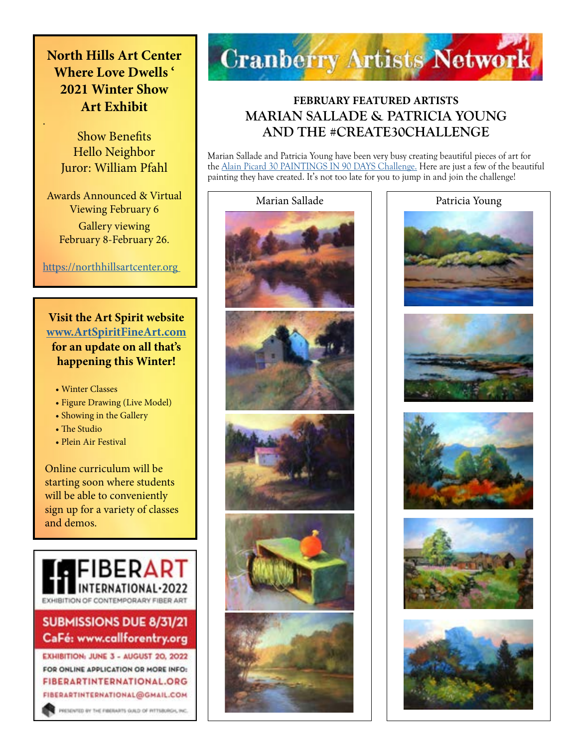## North Hills Art Center Where Love Dwells ' 2021 Winter Show Art Exhibit

Show Benefits
Hello Neighbor
Juror: William Pfahl

Awards Announced & Virtual Viewing February 6

Gallery viewing
February 8-February 26.

https://northhillsartcenter.org

**Visit the Art Spirit website www.ArtSpiritFineArt.com for an update on all that's happening this Winter!**

- Winter Classes
- Figure Drawing (Live Model)
- Showing in the Gallery
- The Studio
- Plein Air Festival

Online curriculum will be starting soon where students will be able to conveniently sign up for a variety of classes and demos.

**FIBERART INTERNATIONAL·2022**
EXHIBITION OF CONTEMPORARY FIBER ART

**SUBMISSIONS DUE 8/31/21**
**CaFÉ: www.callforentry.org**

EXHIBITION: JUNE 3 - AUGUST 20, 2022
FOR ONLINE APPLICATION OR MORE INFO:
FIBERARTINTERNATIONAL.ORG
FIBERARTINTERNATIONAL@GMAIL.COM
PRESENTED BY THE FIBERARTS GUILD OF PITTSBURGH, INC.

# Cranberry Artists Network

### FEBRUARY FEATURED ARTISTS
## MARIAN SALLADE & PATRICIA YOUNG AND THE #CREATE30CHALLENGE

Marian Sallade and Patricia Young have been very busy creating beautiful pieces of art for the Alain Picard 30 PAINTINGS IN 90 DAYS Challenge. Here are just a few of the beautiful painting they have created. It's not too late for you to jump in and join the challenge!

Marian Sallade

Patricia Young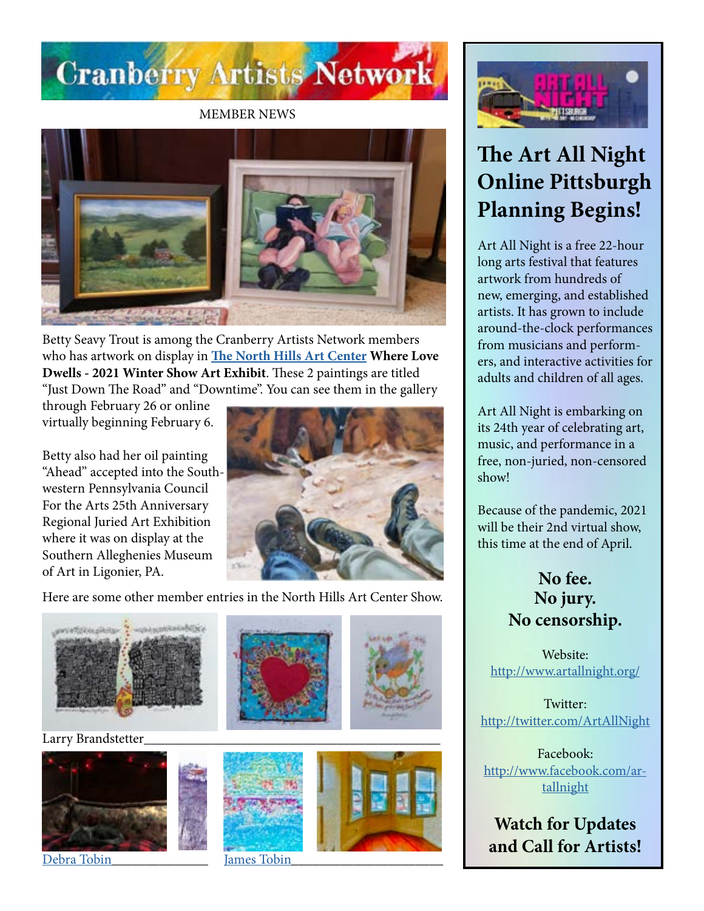# Cranberry Artists Network

MEMBER NEWS

Betty Seavy Trout is among the Cranberry Artists Network members who has artwork on display in **The North Hills Art Center** **Where Love Dwells - 2021 Winter Show Art Exhibit**. These 2 paintings are titled “Just Down The Road” and “Downtime”. You can see them in the gallery through February 26 or online virtually beginning February 6.

Betty also had her oil painting “Ahead” accepted into the Southwestern Pennsylvania Council For the Arts 25th Anniversary Regional Juried Art Exhibition where it was on display at the Southern Alleghenies Museum of Art in Ligonier, PA.

Here are some other member entries in the North Hills Art Center Show.

Larry Brandstetter

Debra Tobin

James Tobin

## The Art All Night Online Pittsburgh Planning Begins!

Art All Night is a free 22-hour long arts festival that features artwork from hundreds of new, emerging, and established artists. It has grown to include around-the-clock performances from musicians and performers, and interactive activities for adults and children of all ages.

Art All Night is embarking on its 24th year of celebrating art, music, and performance in a free, non-juried, non-censored show!

Because of the pandemic, 2021 will be their 2nd virtual show, this time at the end of April.

**No fee.**
**No jury.**
**No censorship.**

Website:
http://www.artallnight.org/

Twitter:
http://twitter.com/ArtAllNight

Facebook:
http://www.facebook.com/artallnight

**Watch for Updates and Call for Artists!**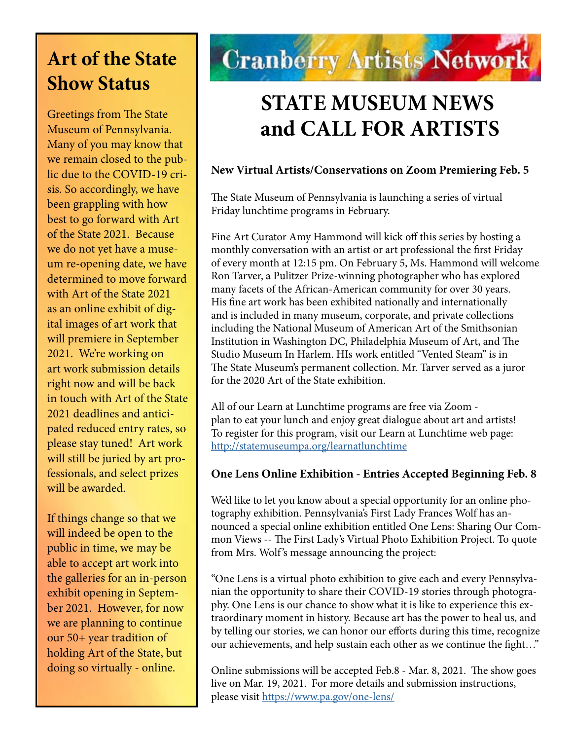# Art of the State Show Status

Greetings from The State Museum of Pennsylvania. Many of you may know that we remain closed to the public due to the COVID-19 crisis. So accordingly, we have been grappling with how best to go forward with Art of the State 2021. Because we do not yet have a museum re-opening date, we have determined to move forward with Art of the State 2021 as an online exhibit of digital images of art work that will premiere in September 2021. We're working on art work submission details right now and will be back in touch with Art of the State 2021 deadlines and anticipated reduced entry rates, so please stay tuned! Art work will still be juried by art professionals, and select prizes will be awarded.

If things change so that we will indeed be open to the public in time, we may be able to accept art work into the galleries for an in-person exhibit opening in September 2021. However, for now we are planning to continue our 50+ year tradition of holding Art of the State, but doing so virtually - online.

Cranberry Artists Network

# STATE MUSEUM NEWS and CALL FOR ARTISTS

**New Virtual Artists/Conservations on Zoom Premiering Feb. 5**

The State Museum of Pennsylvania is launching a series of virtual Friday lunchtime programs in February.

Fine Art Curator Amy Hammond will kick off this series by hosting a monthly conversation with an artist or art professional the first Friday of every month at 12:15 pm. On February 5, Ms. Hammond will welcome Ron Tarver, a Pulitzer Prize-winning photographer who has explored many facets of the African-American community for over 30 years. His fine art work has been exhibited nationally and internationally and is included in many museum, corporate, and private collections including the National Museum of American Art of the Smithsonian Institution in Washington DC, Philadelphia Museum of Art, and The Studio Museum In Harlem. HIs work entitled "Vented Steam" is in The State Museum's permanent collection. Mr. Tarver served as a juror for the 2020 Art of the State exhibition.

All of our Learn at Lunchtime programs are free via Zoom - plan to eat your lunch and enjoy great dialogue about art and artists! To register for this program, visit our Learn at Lunchtime web page: http://statemuseumpa.org/learnatlunchtime

**One Lens Online Exhibition - Entries Accepted Beginning Feb. 8**

We'd like to let you know about a special opportunity for an online photography exhibition. Pennsylvania's First Lady Frances Wolf has announced a special online exhibition entitled One Lens: Sharing Our Common Views -- The First Lady's Virtual Photo Exhibition Project. To quote from Mrs. Wolf's message announcing the project:

"One Lens is a virtual photo exhibition to give each and every Pennsylvanian the opportunity to share their COVID-19 stories through photography. One Lens is our chance to show what it is like to experience this extraordinary moment in history. Because art has the power to heal us, and by telling our stories, we can honor our efforts during this time, recognize our achievements, and help sustain each other as we continue the fight…"

Online submissions will be accepted Feb.8 - Mar. 8, 2021. The show goes live on Mar. 19, 2021. For more details and submission instructions, please visit https://www.pa.gov/one-lens/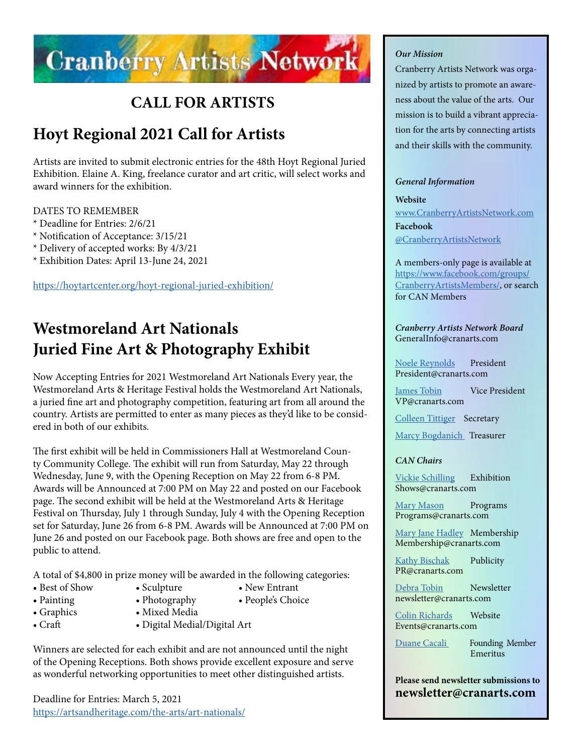# Cranberry Artists Network

## CALL FOR ARTISTS

## Hoyt Regional 2021 Call for Artists

Artists are invited to submit electronic entries for the 48th Hoyt Regional Juried Exhibition. Elaine A. King, freelance curator and art critic, will select works and award winners for the exhibition.

DATES TO REMEMBER
* Deadline for Entries: 2/6/21
* Notification of Acceptance: 3/15/21
* Delivery of accepted works: By 4/3/21
* Exhibition Dates: April 13-June 24, 2021

https://hoytartcenter.org/hoyt-regional-juried-exhibition/

## Westmoreland Art Nationals
## Juried Fine Art & Photography Exhibit

Now Accepting Entries for 2021 Westmoreland Art Nationals Every year, the Westmoreland Arts & Heritage Festival holds the Westmoreland Art Nationals, a juried fine art and photography competition, featuring art from all around the country. Artists are permitted to enter as many pieces as they'd like to be considered in both of our exhibits.

The first exhibit will be held in Commissioners Hall at Westmoreland County Community College. The exhibit will run from Saturday, May 22 through Wednesday, June 9, with the Opening Reception on May 22 from 6-8 PM. Awards will be Announced at 7:00 PM on May 22 and posted on our Facebook page. The second exhibit will be held at the Westmoreland Arts & Heritage Festival on Thursday, July 1 through Sunday, July 4 with the Opening Reception set for Saturday, June 26 from 6-8 PM. Awards will be Announced at 7:00 PM on June 26 and posted on our Facebook page. Both shows are free and open to the public to attend.

A total of $4,800 in prize money will be awarded in the following categories:

- Best of Show
- Painting
- Graphics
- Craft
- Sculpture
- Photography
- Mixed Media
- Digital Medial/Digital Art
- New Entrant
- People's Choice

Winners are selected for each exhibit and are not announced until the night of the Opening Receptions. Both shows provide excellent exposure and serve as wonderful networking opportunities to meet other distinguished artists.

Deadline for Entries: March 5, 2021
https://artsandheritage.com/the-arts/art-nationals/

---

***Our Mission***

Cranberry Artists Network was organized by artists to promote an awareness about the value of the arts. Our mission is to build a vibrant appreciation for the arts by connecting artists and their skills with the community.

***General Information***

**Website**
www.CranberryArtistsNetwork.com
**Facebook**
@CranberryArtistsNetwork

A members-only page is available at https://www.facebook.com/groups/CranberryArtistsMembers/, or search for CAN Members

***Cranberry Artists Network Board***
GeneralInfo@cranarts.com

Noele Reynolds President
President@cranarts.com

James Tobin Vice President
VP@cranarts.com

Colleen Tittiger Secretary

Marcy Bogdanich Treasurer

***CAN Chairs***

Vickie Schilling Exhibition
Shows@cranarts.com

Mary Mason Programs
Programs@cranarts.com

Mary Jane Hadley Membership
Membership@cranarts.com

Kathy Bischak Publicity
PR@cranarts.com

Debra Tobin Newsletter
newsletter@cranarts.com

Colin Richards Website
Events@cranarts.com

Duane Cacali Founding Member Emeritus

**Please send newsletter submissions to**
**newsletter@cranarts.com**